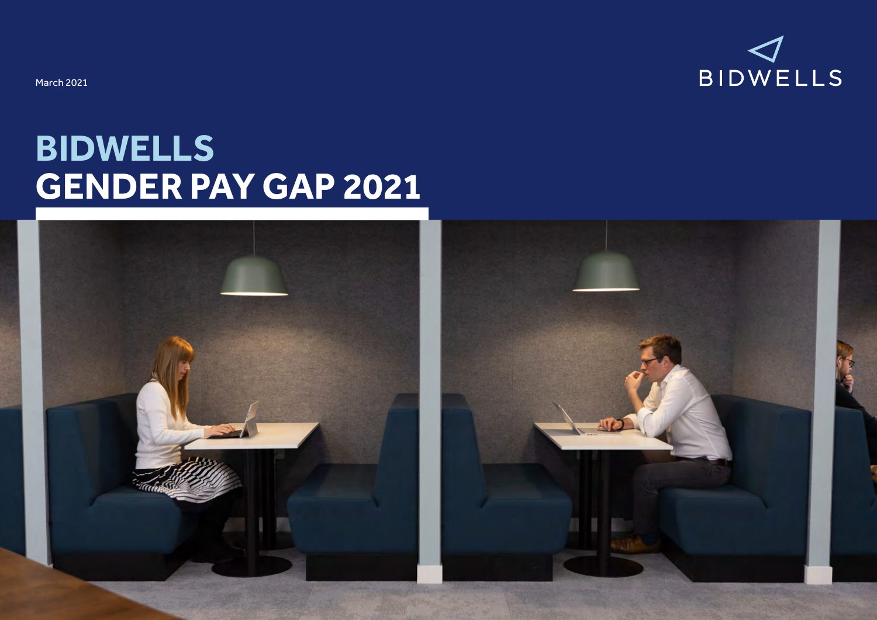March 2021

BIDWELLS

# BIDWELLS
# GENDER PAY GAP 2021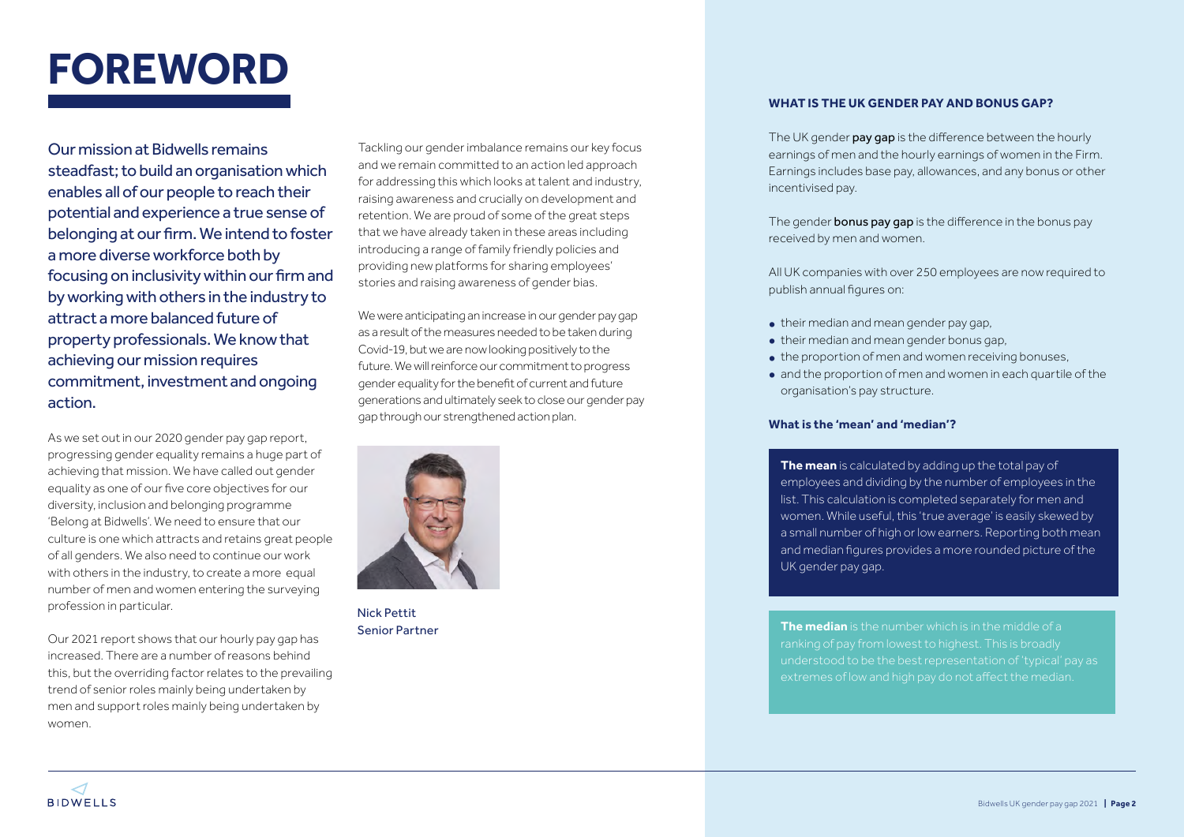# FOREWORD

Our mission at Bidwells remains steadfast; to build an organisation which enables all of our people to reach their potential and experience a true sense of belonging at our firm. We intend to foster a more diverse workforce both by focusing on inclusivity within our firm and by working with others in the industry to attract a more balanced future of property professionals. We know that achieving our mission requires commitment, investment and ongoing action.

As we set out in our 2020 gender pay gap report, progressing gender equality remains a huge part of achieving that mission. We have called out gender equality as one of our five core objectives for our diversity, inclusion and belonging programme 'Belong at Bidwells'. We need to ensure that our culture is one which attracts and retains great people of all genders. We also need to continue our work with others in the industry, to create a more equal number of men and women entering the surveying profession in particular.

Our 2021 report shows that our hourly pay gap has increased. There are a number of reasons behind this, but the overriding factor relates to the prevailing trend of senior roles mainly being undertaken by men and support roles mainly being undertaken by women.

Tackling our gender imbalance remains our key focus and we remain committed to an action led approach for addressing this which looks at talent and industry, raising awareness and crucially on development and retention. We are proud of some of the great steps that we have already taken in these areas including introducing a range of family friendly policies and providing new platforms for sharing employees' stories and raising awareness of gender bias.

We were anticipating an increase in our gender pay gap as a result of the measures needed to be taken during Covid-19, but we are now looking positively to the future. We will reinforce our commitment to progress gender equality for the benefit of current and future generations and ultimately seek to close our gender pay gap through our strengthened action plan.

Nick Pettit
Senior Partner

### WHAT IS THE UK GENDER PAY AND BONUS GAP?

The UK gender **pay gap** is the difference between the hourly earnings of men and the hourly earnings of women in the Firm. Earnings includes base pay, allowances, and any bonus or other incentivised pay.

The gender **bonus pay gap** is the difference in the bonus pay received by men and women.

All UK companies with over 250 employees are now required to publish annual figures on:

- their median and mean gender pay gap,
- their median and mean gender bonus gap,
- the proportion of men and women receiving bonuses,
- and the proportion of men and women in each quartile of the organisation's pay structure.

#### What is the 'mean' and 'median'?

**The mean** is calculated by adding up the total pay of employees and dividing by the number of employees in the list. This calculation is completed separately for men and women. While useful, this 'true average' is easily skewed by a small number of high or low earners. Reporting both mean and median figures provides a more rounded picture of the UK gender pay gap.

**The median** is the number which is in the middle of a ranking of pay from lowest to highest. This is broadly understood to be the best representation of 'typical' pay as extremes of low and high pay do not affect the median.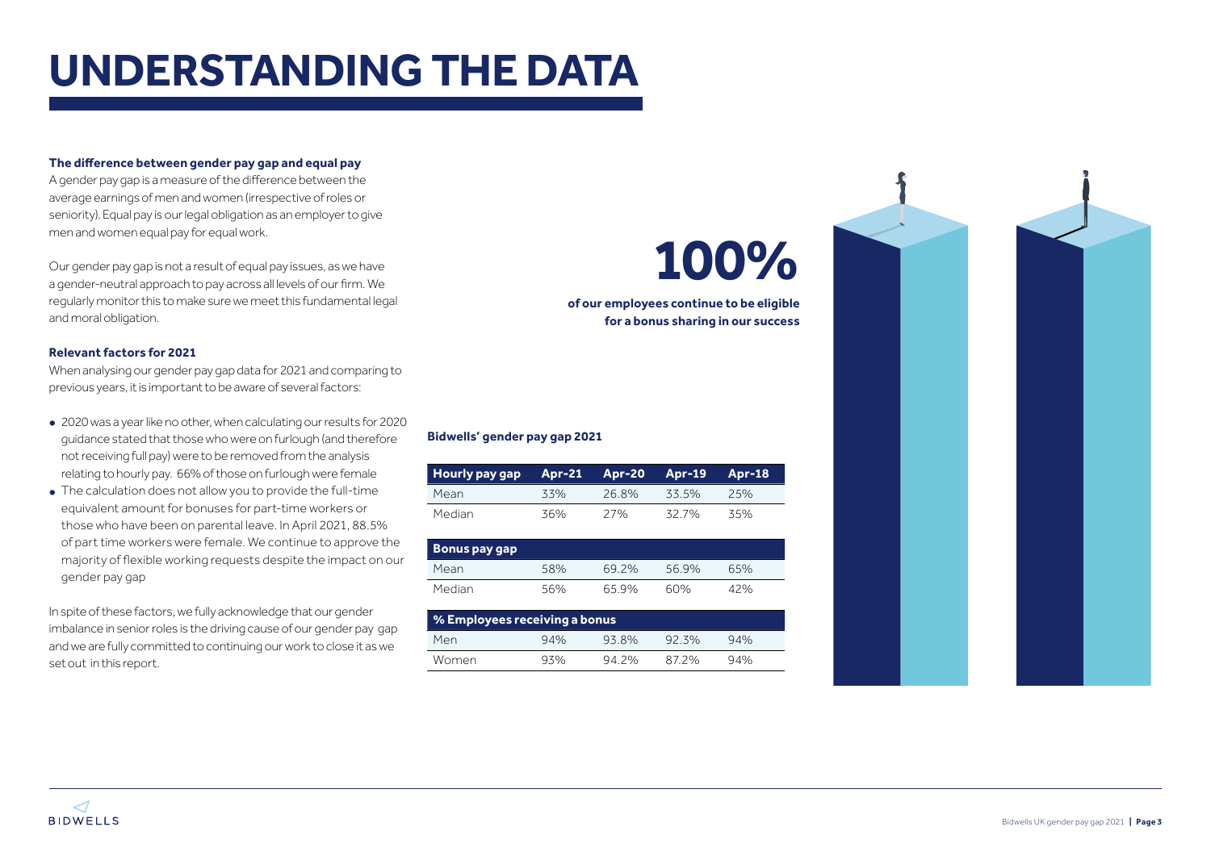# UNDERSTANDING THE DATA

**The difference between gender pay gap and equal pay**

A gender pay gap is a measure of the difference between the average earnings of men and women (irrespective of roles or seniority). Equal pay is our legal obligation as an employer to give men and women equal pay for equal work.

Our gender pay gap is not a result of equal pay issues, as we have a gender-neutral approach to pay across all levels of our firm. We regularly monitor this to make sure we meet this fundamental legal and moral obligation.

**Relevant factors for 2021**

When analysing our gender pay gap data for 2021 and comparing to previous years, it is important to be aware of several factors:

- 2020 was a year like no other, when calculating our results for 2020 guidance stated that those who were on furlough (and therefore not receiving full pay) were to be removed from the analysis relating to hourly pay. 66% of those on furlough were female
- The calculation does not allow you to provide the full-time equivalent amount for bonuses for part-time workers or those who have been on parental leave. In April 2021, 88.5% of part time workers were female. We continue to approve the majority of flexible working requests despite the impact on our gender pay gap

In spite of these factors, we fully acknowledge that our gender imbalance in senior roles is the driving cause of our gender pay gap and we are fully committed to continuing our work to close it as we set out in this report.

**100%**

**of our employees continue to be eligible for a bonus sharing in our success**

**Bidwells' gender pay gap 2021**

| Hourly pay gap | Apr-21 | Apr-20 | Apr-19 | Apr-18 |
|---|---|---|---|---|
| Mean | 33% | 26.8% | 33.5% | 25% |
| Median | 36% | 27% | 32.7% | 35% |
| **Bonus pay gap** | | | | |
| Mean | 58% | 69.2% | 56.9% | 65% |
| Median | 56% | 65.9% | 60% | 42% |
| **% Employees receiving a bonus** | | | | |
| Men | 94% | 93.8% | 92.3% | 94% |
| Women | 93% | 94.2% | 87.2% | 94% |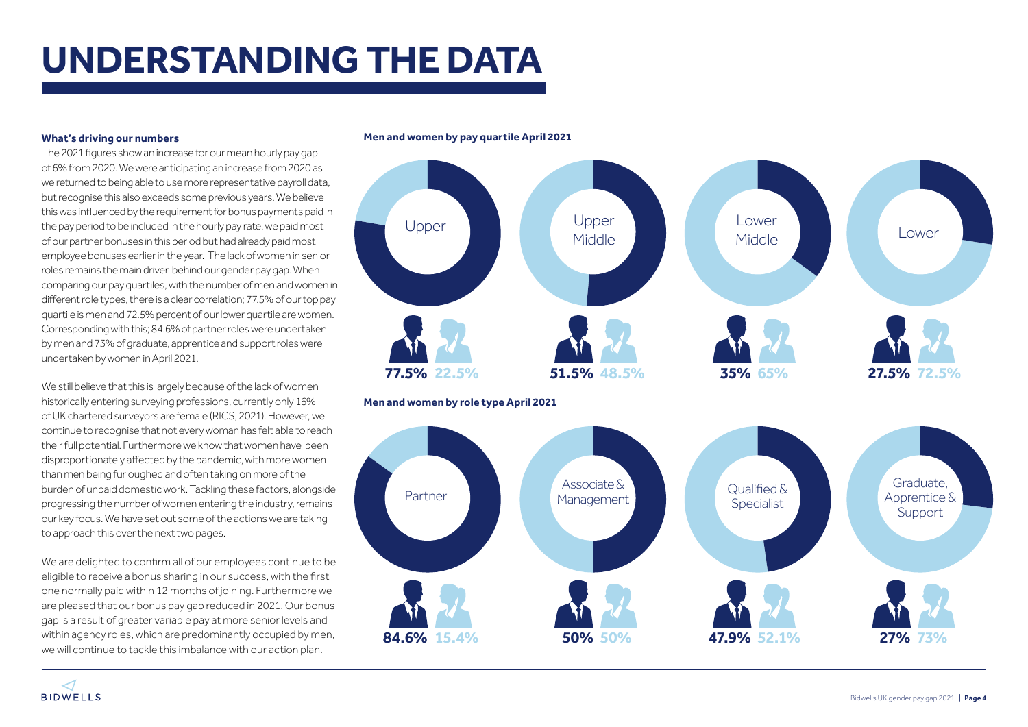# UNDERSTANDING THE DATA

**What's driving our numbers**

The 2021 figures show an increase for our mean hourly pay gap of 6% from 2020. We were anticipating an increase from 2020 as we returned to being able to use more representative payroll data, but recognise this also exceeds some previous years. We believe this was influenced by the requirement for bonus payments paid in the pay period to be included in the hourly pay rate, we paid most of our partner bonuses in this period but had already paid most employee bonuses earlier in the year. The lack of women in senior roles remains the main driver behind our gender pay gap. When comparing our pay quartiles, with the number of men and women in different role types, there is a clear correlation; 77.5% of our top pay quartile is men and 72.5% percent of our lower quartile are women. Corresponding with this; 84.6% of partner roles were undertaken by men and 73% of graduate, apprentice and support roles were undertaken by women in April 2021.

We still believe that this is largely because of the lack of women historically entering surveying professions, currently only 16% of UK chartered surveyors are female (RICS, 2021). However, we continue to recognise that not every woman has felt able to reach their full potential. Furthermore we know that women have been disproportionately affected by the pandemic, with more women than men being furloughed and often taking on more of the burden of unpaid domestic work. Tackling these factors, alongside progressing the number of women entering the industry, remains our key focus. We have set out some of the actions we are taking to approach this over the next two pages.

We are delighted to confirm all of our employees continue to be eligible to receive a bonus sharing in our success, with the first one normally paid within 12 months of joining. Furthermore we are pleased that our bonus pay gap reduced in 2021. Our bonus gap is a result of greater variable pay at more senior levels and within agency roles, which are predominantly occupied by men, we will continue to tackle this imbalance with our action plan.

**Men and women by pay quartile April 2021**

| Quartile | Men | Women |
|---|---|---|
| Upper | 77.5% | 22.5% |
| Upper Middle | 51.5% | 48.5% |
| Lower Middle | 35% | 65% |
| Lower | 27.5% | 72.5% |

**Men and women by role type April 2021**

| Role type | Men | Women |
|---|---|---|
| Partner | 84.6% | 15.4% |
| Associate & Management | 50% | 50% |
| Qualified & Specialist | 47.9% | 52.1% |
| Graduate, Apprentice & Support | 27% | 73% |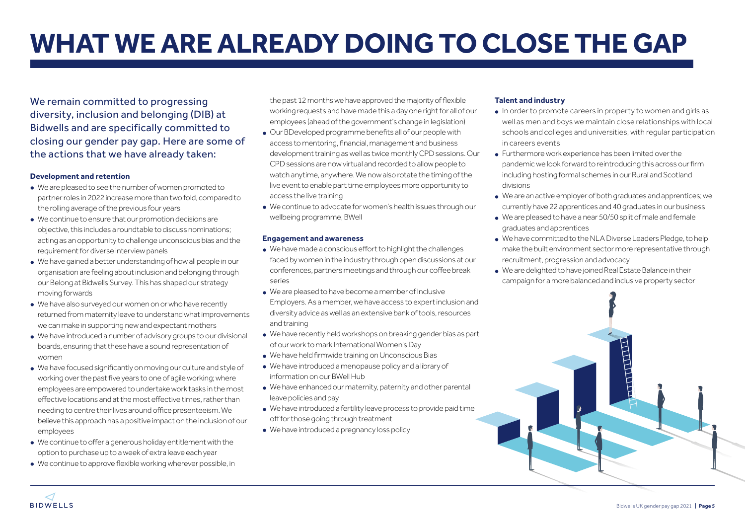# WHAT WE ARE ALREADY DOING TO CLOSE THE GAP

We remain committed to progressing diversity, inclusion and belonging (DIB) at Bidwells and are specifically committed to closing our gender pay gap. Here are some of the actions that we have already taken:

**Development and retention**

- We are pleased to see the number of women promoted to partner roles in 2022 increase more than two fold, compared to the rolling average of the previous four years
- We continue to ensure that our promotion decisions are objective, this includes a roundtable to discuss nominations; acting as an opportunity to challenge unconscious bias and the requirement for diverse interview panels
- We have gained a better understanding of how all people in our organisation are feeling about inclusion and belonging through our Belong at Bidwells Survey. This has shaped our strategy moving forwards
- We have also surveyed our women on or who have recently returned from maternity leave to understand what improvements we can make in supporting new and expectant mothers
- We have introduced a number of advisory groups to our divisional boards, ensuring that these have a sound representation of women
- We have focused significantly on moving our culture and style of working over the past five years to one of agile working; where employees are empowered to undertake work tasks in the most effective locations and at the most effective times, rather than needing to centre their lives around office presenteeism. We believe this approach has a positive impact on the inclusion of our employees
- We continue to offer a generous holiday entitlement with the option to purchase up to a week of extra leave each year
- We continue to approve flexible working wherever possible, in the past 12 months we have approved the majority of flexible working requests and have made this a day one right for all of our employees (ahead of the government's change in legislation)
- Our BDeveloped programme benefits all of our people with access to mentoring, financial, management and business development training as well as twice monthly CPD sessions. Our CPD sessions are now virtual and recorded to allow people to watch anytime, anywhere. We now also rotate the timing of the live event to enable part time employees more opportunity to access the live training
- We continue to advocate for women's health issues through our wellbeing programme, BWell

**Engagement and awareness**

- We have made a conscious effort to highlight the challenges faced by women in the industry through open discussions at our conferences, partners meetings and through our coffee break series
- We are pleased to have become a member of Inclusive Employers. As a member, we have access to expert inclusion and diversity advice as well as an extensive bank of tools, resources and training
- We have recently held workshops on breaking gender bias as part of our work to mark International Women's Day
- We have held firmwide training on Unconscious Bias
- We have introduced a menopause policy and a library of information on our BWell Hub
- We have enhanced our maternity, paternity and other parental leave policies and pay
- We have introduced a fertility leave process to provide paid time off for those going through treatment
- We have introduced a pregnancy loss policy

**Talent and industry**

- In order to promote careers in property to women and girls as well as men and boys we maintain close relationships with local schools and colleges and universities, with regular participation in careers events
- Furthermore work experience has been limited over the pandemic we look forward to reintroducing this across our firm including hosting formal schemes in our Rural and Scotland divisions
- We are an active employer of both graduates and apprentices; we currently have 22 apprentices and 40 graduates in our business
- We are pleased to have a near 50/50 split of male and female graduates and apprentices
- We have committed to the NLA Diverse Leaders Pledge, to help make the built environment sector more representative through recruitment, progression and advocacy
- We are delighted to have joined Real Estate Balance in their campaign for a more balanced and inclusive property sector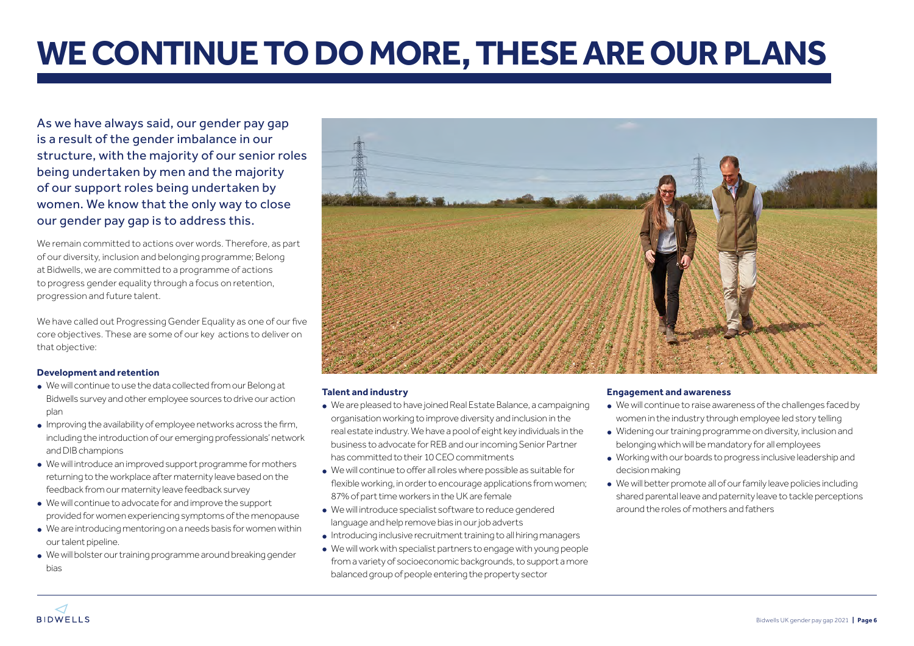# WE CONTINUE TO DO MORE, THESE ARE OUR PLANS

As we have always said, our gender pay gap is a result of the gender imbalance in our structure, with the majority of our senior roles being undertaken by men and the majority of our support roles being undertaken by women. We know that the only way to close our gender pay gap is to address this.

We remain committed to actions over words. Therefore, as part of our diversity, inclusion and belonging programme; Belong at Bidwells, we are committed to a programme of actions to progress gender equality through a focus on retention, progression and future talent.

We have called out Progressing Gender Equality as one of our five core objectives. These are some of our key actions to deliver on that objective:

**Development and retention**

- We will continue to use the data collected from our Belong at Bidwells survey and other employee sources to drive our action plan
- Improving the availability of employee networks across the firm, including the introduction of our emerging professionals' network and DIB champions
- We will introduce an improved support programme for mothers returning to the workplace after maternity leave based on the feedback from our maternity leave feedback survey
- We will continue to advocate for and improve the support provided for women experiencing symptoms of the menopause
- We are introducing mentoring on a needs basis for women within our talent pipeline.
- We will bolster our training programme around breaking gender bias

**Talent and industry**

- We are pleased to have joined Real Estate Balance, a campaigning organisation working to improve diversity and inclusion in the real estate industry. We have a pool of eight key individuals in the business to advocate for REB and our incoming Senior Partner has committed to their 10 CEO commitments
- We will continue to offer all roles where possible as suitable for flexible working, in order to encourage applications from women; 87% of part time workers in the UK are female
- We will introduce specialist software to reduce gendered language and help remove bias in our job adverts
- Introducing inclusive recruitment training to all hiring managers
- We will work with specialist partners to engage with young people from a variety of socioeconomic backgrounds, to support a more balanced group of people entering the property sector

**Engagement and awareness**

- We will continue to raise awareness of the challenges faced by women in the industry through employee led story telling
- Widening our training programme on diversity, inclusion and belonging which will be mandatory for all employees
- Working with our boards to progress inclusive leadership and decision making
- We will better promote all of our family leave policies including shared parental leave and paternity leave to tackle perceptions around the roles of mothers and fathers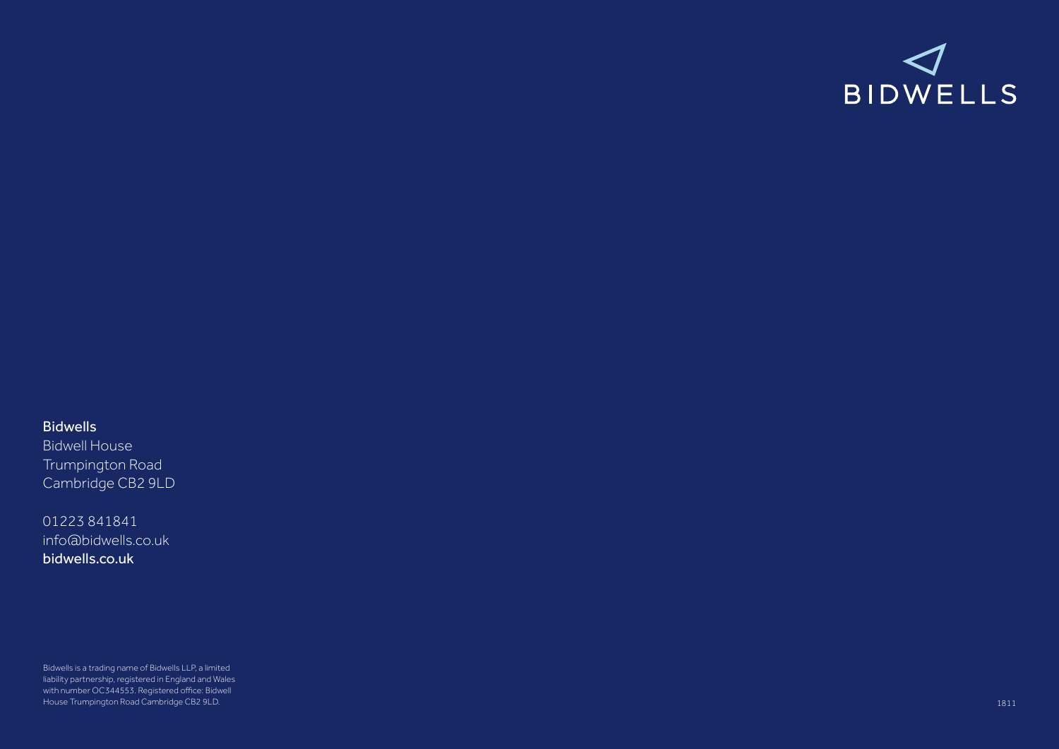BIDWELLS

**Bidwells**
Bidwell House
Trumpington Road
Cambridge CB2 9LD

01223 841841
info@bidwells.co.uk
**bidwells.co.uk**

Bidwells is a trading name of Bidwells LLP, a limited liability partnership, registered in England and Wales with number OC344553. Registered office: Bidwell House Trumpington Road Cambridge CB2 9LD.

1811